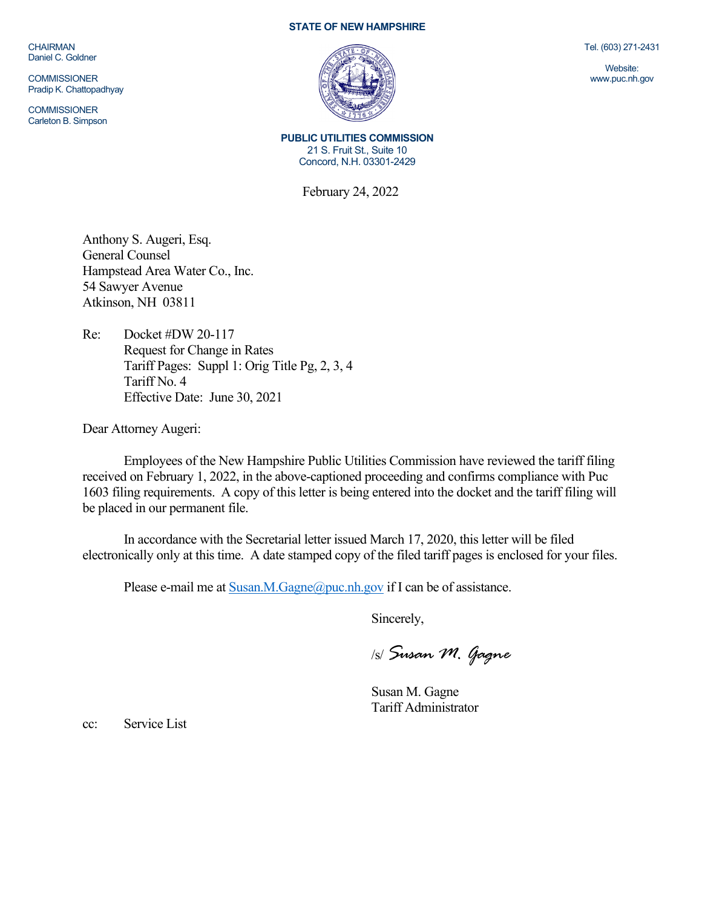CHAIRMAN
Daniel C. Goldner

COMMISSIONER
Pradip K. Chattopadhyay

COMMISSIONER
Carleton B. Simpson

**STATE OF NEW HAMPSHIRE**

Tel. (603) 271-2431

Website:
www.puc.nh.gov

**PUBLIC UTILITIES COMMISSION**
21 S. Fruit St., Suite 10
Concord, N.H. 03301-2429

February 24, 2022

Anthony S. Augeri, Esq.
General Counsel
Hampstead Area Water Co., Inc.
54 Sawyer Avenue
Atkinson, NH 03811

Re: Docket #DW 20-117
Request for Change in Rates
Tariff Pages: Suppl 1: Orig Title Pg, 2, 3, 4
Tariff No. 4
Effective Date: June 30, 2021

Dear Attorney Augeri:

Employees of the New Hampshire Public Utilities Commission have reviewed the tariff filing received on February 1, 2022, in the above-captioned proceeding and confirms compliance with Puc 1603 filing requirements. A copy of this letter is being entered into the docket and the tariff filing will be placed in our permanent file.

In accordance with the Secretarial letter issued March 17, 2020, this letter will be filed electronically only at this time. A date stamped copy of the filed tariff pages is enclosed for your files.

Please e-mail me at Susan.M.Gagne@puc.nh.gov if I can be of assistance.

Sincerely,

/s/ *Susan M. Gagne*

Susan M. Gagne
Tariff Administrator

cc: Service List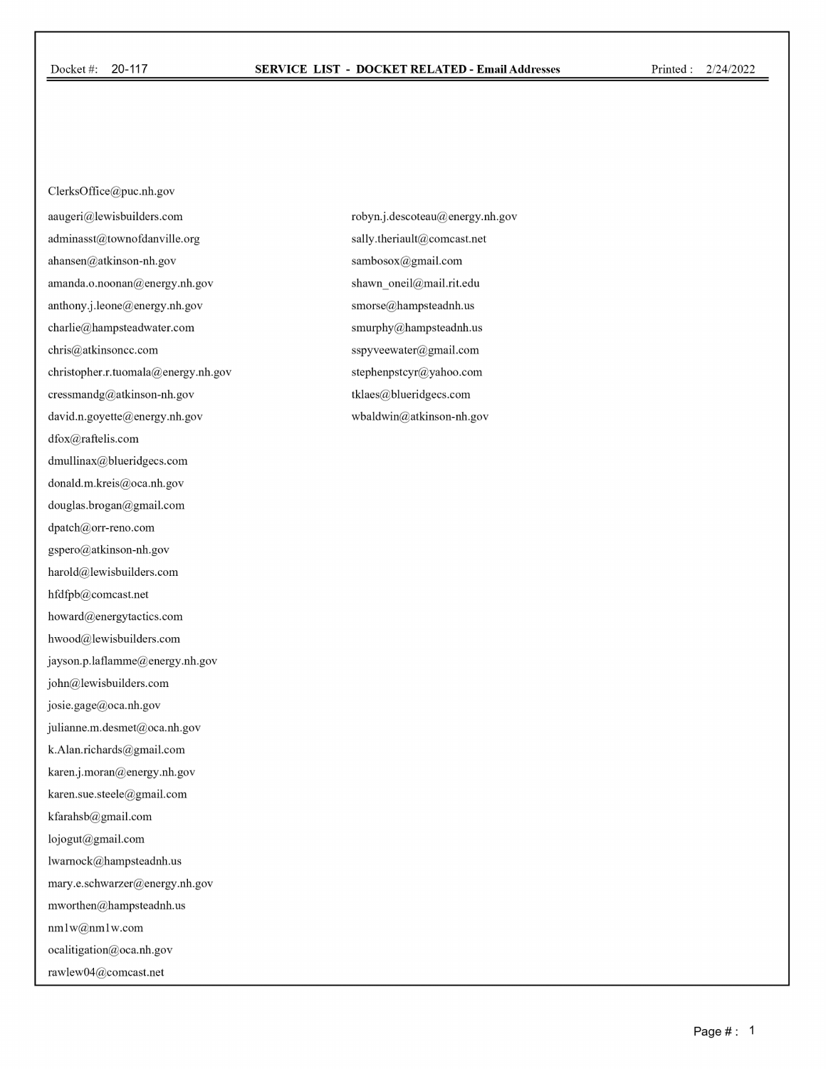Docket #: 20-117 **SERVICE LIST - DOCKET RELATED - Email Addresses** Printed : 2/24/2022

ClerksOffice@puc.nh.gov

aaugeri@lewisbuilders.com
adminasst@townofdanville.org
ahansen@atkinson-nh.gov
amanda.o.noonan@energy.nh.gov
anthony.j.leone@energy.nh.gov
charlie@hampsteadwater.com
chris@atkinsoncc.com
christopher.r.tuomala@energy.nh.gov
cressmandg@atkinson-nh.gov
david.n.goyette@energy.nh.gov
dfox@raftelis.com
dmullinax@blueridgecs.com
donald.m.kreis@oca.nh.gov
douglas.brogan@gmail.com
dpatch@orr-reno.com
gspero@atkinson-nh.gov
harold@lewisbuilders.com
hfdfpb@comcast.net
howard@energytactics.com
hwood@lewisbuilders.com
jayson.p.laflamme@energy.nh.gov
john@lewisbuilders.com
josie.gage@oca.nh.gov
julianne.m.desmet@oca.nh.gov
k.Alan.richards@gmail.com
karen.j.moran@energy.nh.gov
karen.sue.steele@gmail.com
kfarahsb@gmail.com
lojogut@gmail.com
lwarnock@hampsteadnh.us
mary.e.schwarzer@energy.nh.gov
mworthen@hampsteadnh.us
nm1w@nm1w.com
ocalitigation@oca.nh.gov
rawlew04@comcast.net
robyn.j.descoteau@energy.nh.gov
sally.theriault@comcast.net
sambosox@gmail.com
shawn_oneil@mail.rit.edu
smorse@hampsteadnh.us
smurphy@hampsteadnh.us
sspyveewater@gmail.com
stephenpstcyr@yahoo.com
tklaes@blueridgecs.com
wbaldwin@atkinson-nh.gov